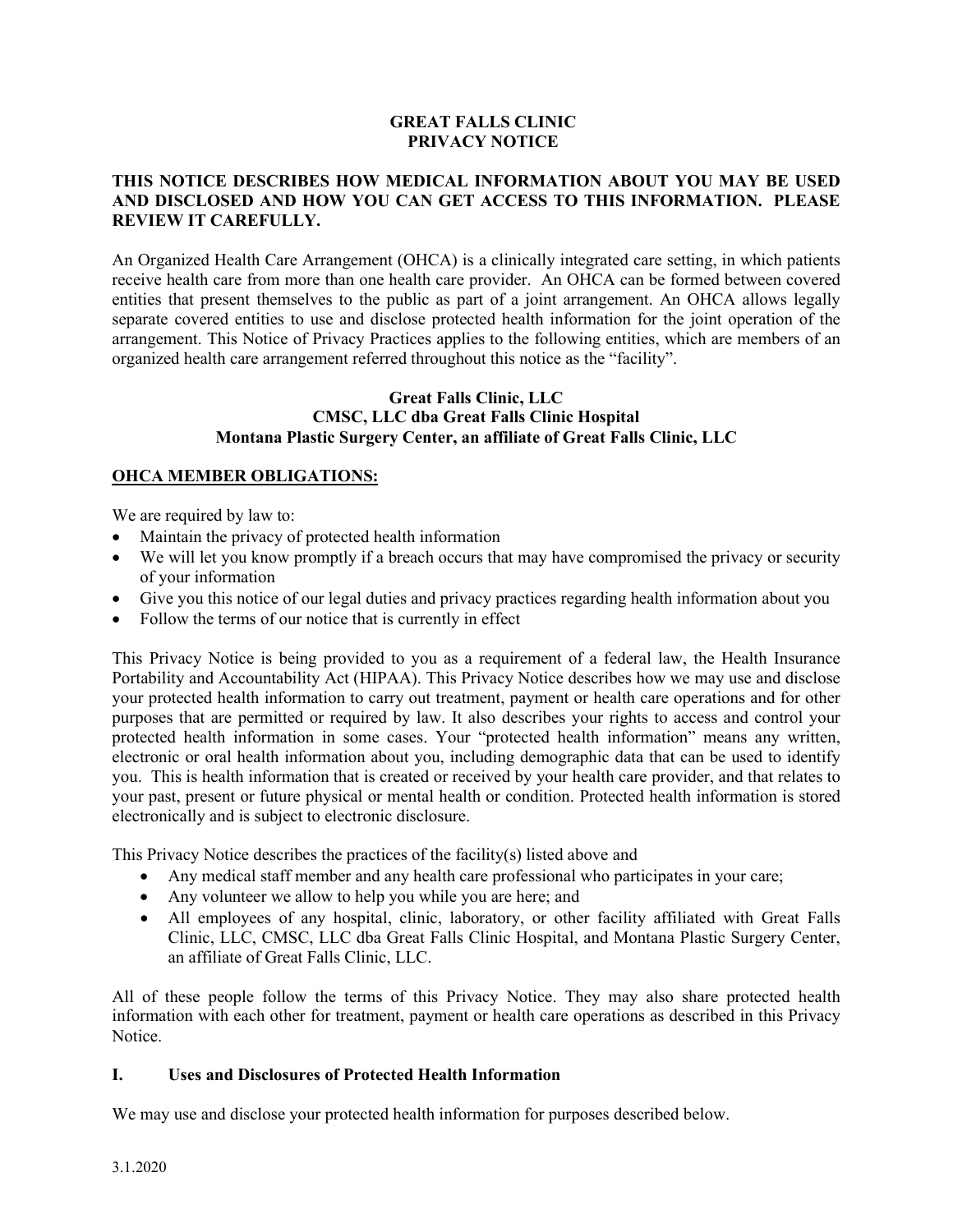# GREAT FALLS CLINIC
# PRIVACY NOTICE

**THIS NOTICE DESCRIBES HOW MEDICAL INFORMATION ABOUT YOU MAY BE USED AND DISCLOSED AND HOW YOU CAN GET ACCESS TO THIS INFORMATION. PLEASE REVIEW IT CAREFULLY.**

An Organized Health Care Arrangement (OHCA) is a clinically integrated care setting, in which patients receive health care from more than one health care provider. An OHCA can be formed between covered entities that present themselves to the public as part of a joint arrangement. An OHCA allows legally separate covered entities to use and disclose protected health information for the joint operation of the arrangement. This Notice of Privacy Practices applies to the following entities, which are members of an organized health care arrangement referred throughout this notice as the "facility".

**Great Falls Clinic, LLC**
**CMSC, LLC dba Great Falls Clinic Hospital**
**Montana Plastic Surgery Center, an affiliate of Great Falls Clinic, LLC**

## OHCA MEMBER OBLIGATIONS:

We are required by law to:

- Maintain the privacy of protected health information
- We will let you know promptly if a breach occurs that may have compromised the privacy or security of your information
- Give you this notice of our legal duties and privacy practices regarding health information about you
- Follow the terms of our notice that is currently in effect

This Privacy Notice is being provided to you as a requirement of a federal law, the Health Insurance Portability and Accountability Act (HIPAA). This Privacy Notice describes how we may use and disclose your protected health information to carry out treatment, payment or health care operations and for other purposes that are permitted or required by law. It also describes your rights to access and control your protected health information in some cases. Your "protected health information" means any written, electronic or oral health information about you, including demographic data that can be used to identify you. This is health information that is created or received by your health care provider, and that relates to your past, present or future physical or mental health or condition. Protected health information is stored electronically and is subject to electronic disclosure.

This Privacy Notice describes the practices of the facility(s) listed above and

- Any medical staff member and any health care professional who participates in your care;
- Any volunteer we allow to help you while you are here; and
- All employees of any hospital, clinic, laboratory, or other facility affiliated with Great Falls Clinic, LLC, CMSC, LLC dba Great Falls Clinic Hospital, and Montana Plastic Surgery Center, an affiliate of Great Falls Clinic, LLC.

All of these people follow the terms of this Privacy Notice. They may also share protected health information with each other for treatment, payment or health care operations as described in this Privacy Notice.

## I. Uses and Disclosures of Protected Health Information

We may use and disclose your protected health information for purposes described below.

3.1.2020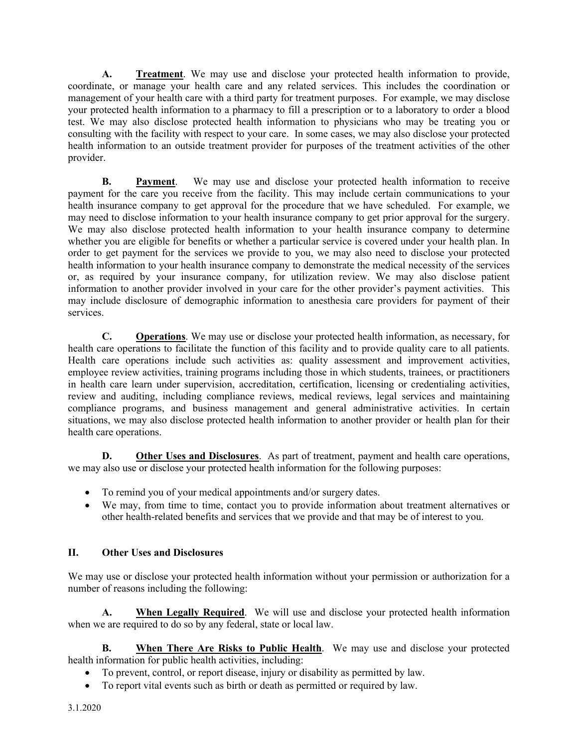**A. Treatment**. We may use and disclose your protected health information to provide, coordinate, or manage your health care and any related services. This includes the coordination or management of your health care with a third party for treatment purposes. For example, we may disclose your protected health information to a pharmacy to fill a prescription or to a laboratory to order a blood test. We may also disclose protected health information to physicians who may be treating you or consulting with the facility with respect to your care. In some cases, we may also disclose your protected health information to an outside treatment provider for purposes of the treatment activities of the other provider.

**B. Payment**. We may use and disclose your protected health information to receive payment for the care you receive from the facility. This may include certain communications to your health insurance company to get approval for the procedure that we have scheduled. For example, we may need to disclose information to your health insurance company to get prior approval for the surgery. We may also disclose protected health information to your health insurance company to determine whether you are eligible for benefits or whether a particular service is covered under your health plan. In order to get payment for the services we provide to you, we may also need to disclose your protected health information to your health insurance company to demonstrate the medical necessity of the services or, as required by your insurance company, for utilization review. We may also disclose patient information to another provider involved in your care for the other provider's payment activities. This may include disclosure of demographic information to anesthesia care providers for payment of their services.

**C. Operations**. We may use or disclose your protected health information, as necessary, for health care operations to facilitate the function of this facility and to provide quality care to all patients. Health care operations include such activities as: quality assessment and improvement activities, employee review activities, training programs including those in which students, trainees, or practitioners in health care learn under supervision, accreditation, certification, licensing or credentialing activities, review and auditing, including compliance reviews, medical reviews, legal services and maintaining compliance programs, and business management and general administrative activities. In certain situations, we may also disclose protected health information to another provider or health plan for their health care operations.

**D. Other Uses and Disclosures**. As part of treatment, payment and health care operations, we may also use or disclose your protected health information for the following purposes:

- To remind you of your medical appointments and/or surgery dates.
- We may, from time to time, contact you to provide information about treatment alternatives or other health-related benefits and services that we provide and that may be of interest to you.

## II. Other Uses and Disclosures

We may use or disclose your protected health information without your permission or authorization for a number of reasons including the following:

**A. When Legally Required**. We will use and disclose your protected health information when we are required to do so by any federal, state or local law.

**B. When There Are Risks to Public Health**. We may use and disclose your protected health information for public health activities, including:

- To prevent, control, or report disease, injury or disability as permitted by law.
- To report vital events such as birth or death as permitted or required by law.

3.1.2020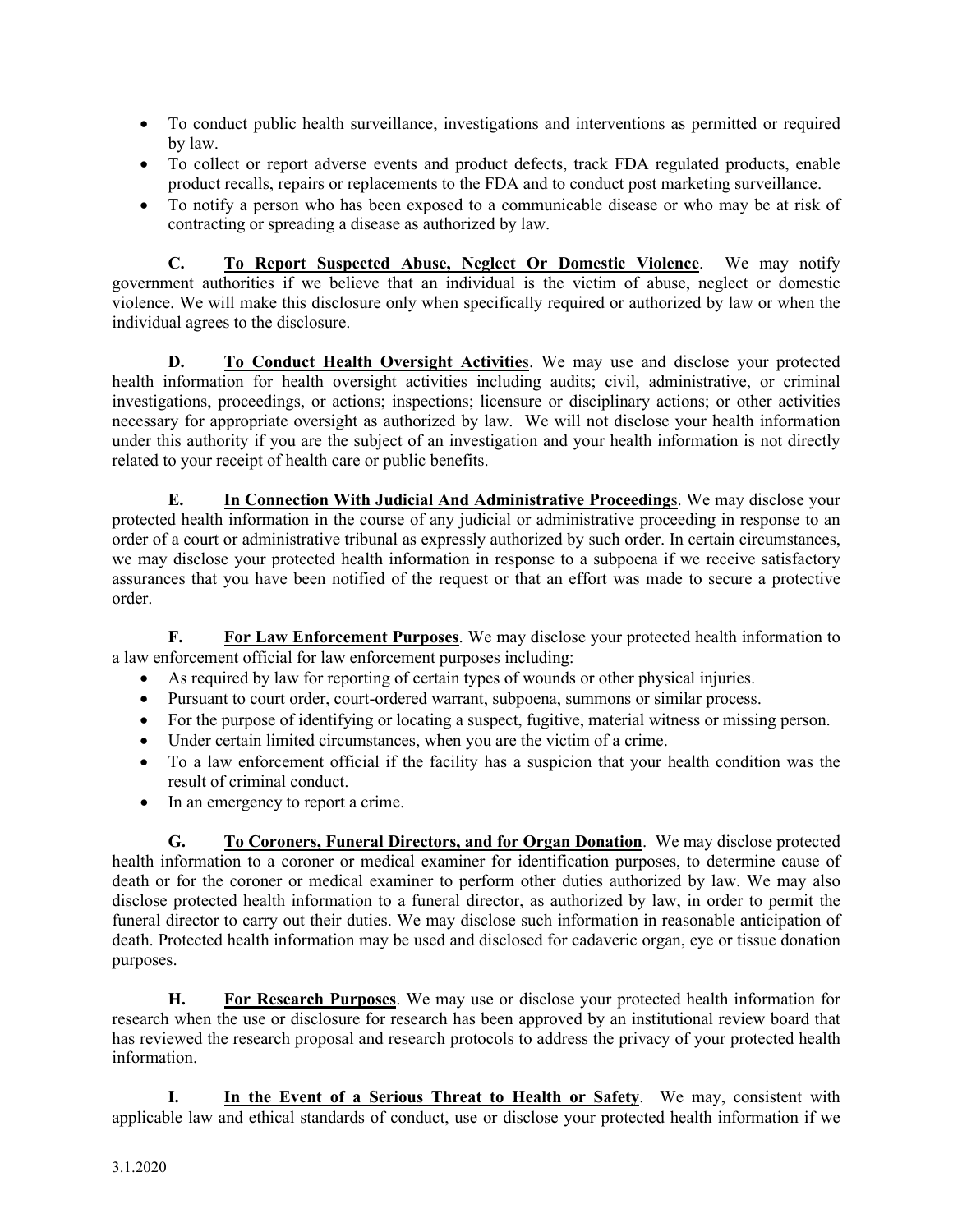- To conduct public health surveillance, investigations and interventions as permitted or required by law.
- To collect or report adverse events and product defects, track FDA regulated products, enable product recalls, repairs or replacements to the FDA and to conduct post marketing surveillance.
- To notify a person who has been exposed to a communicable disease or who may be at risk of contracting or spreading a disease as authorized by law.

**C. To Report Suspected Abuse, Neglect Or Domestic Violence**. We may notify government authorities if we believe that an individual is the victim of abuse, neglect or domestic violence. We will make this disclosure only when specifically required or authorized by law or when the individual agrees to the disclosure.

**D. To Conduct Health Oversight Activities**. We may use and disclose your protected health information for health oversight activities including audits; civil, administrative, or criminal investigations, proceedings, or actions; inspections; licensure or disciplinary actions; or other activities necessary for appropriate oversight as authorized by law. We will not disclose your health information under this authority if you are the subject of an investigation and your health information is not directly related to your receipt of health care or public benefits.

**E. In Connection With Judicial And Administrative Proceedings**. We may disclose your protected health information in the course of any judicial or administrative proceeding in response to an order of a court or administrative tribunal as expressly authorized by such order. In certain circumstances, we may disclose your protected health information in response to a subpoena if we receive satisfactory assurances that you have been notified of the request or that an effort was made to secure a protective order.

**F. For Law Enforcement Purposes**. We may disclose your protected health information to a law enforcement official for law enforcement purposes including:

- As required by law for reporting of certain types of wounds or other physical injuries.
- Pursuant to court order, court-ordered warrant, subpoena, summons or similar process.
- For the purpose of identifying or locating a suspect, fugitive, material witness or missing person.
- Under certain limited circumstances, when you are the victim of a crime.
- To a law enforcement official if the facility has a suspicion that your health condition was the result of criminal conduct.
- In an emergency to report a crime.

**G. To Coroners, Funeral Directors, and for Organ Donation**. We may disclose protected health information to a coroner or medical examiner for identification purposes, to determine cause of death or for the coroner or medical examiner to perform other duties authorized by law. We may also disclose protected health information to a funeral director, as authorized by law, in order to permit the funeral director to carry out their duties. We may disclose such information in reasonable anticipation of death. Protected health information may be used and disclosed for cadaveric organ, eye or tissue donation purposes.

**H. For Research Purposes**. We may use or disclose your protected health information for research when the use or disclosure for research has been approved by an institutional review board that has reviewed the research proposal and research protocols to address the privacy of your protected health information.

**I. In the Event of a Serious Threat to Health or Safety**. We may, consistent with applicable law and ethical standards of conduct, use or disclose your protected health information if we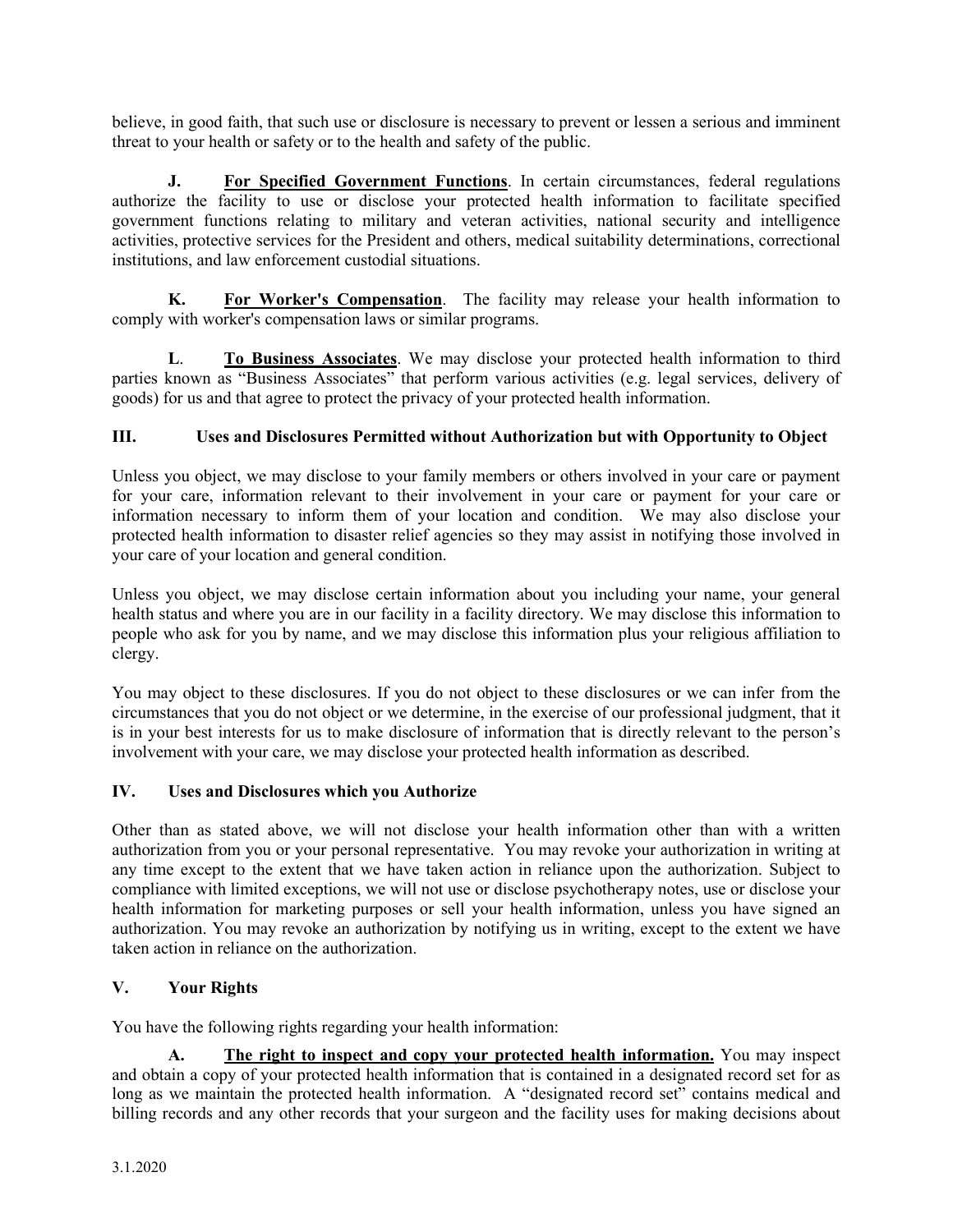believe, in good faith, that such use or disclosure is necessary to prevent or lessen a serious and imminent threat to your health or safety or to the health and safety of the public.

**J. For Specified Government Functions**. In certain circumstances, federal regulations authorize the facility to use or disclose your protected health information to facilitate specified government functions relating to military and veteran activities, national security and intelligence activities, protective services for the President and others, medical suitability determinations, correctional institutions, and law enforcement custodial situations.

**K. For Worker's Compensation**. The facility may release your health information to comply with worker's compensation laws or similar programs.

**L. To Business Associates**. We may disclose your protected health information to third parties known as "Business Associates" that perform various activities (e.g. legal services, delivery of goods) for us and that agree to protect the privacy of your protected health information.

## III. Uses and Disclosures Permitted without Authorization but with Opportunity to Object

Unless you object, we may disclose to your family members or others involved in your care or payment for your care, information relevant to their involvement in your care or payment for your care or information necessary to inform them of your location and condition. We may also disclose your protected health information to disaster relief agencies so they may assist in notifying those involved in your care of your location and general condition.

Unless you object, we may disclose certain information about you including your name, your general health status and where you are in our facility in a facility directory. We may disclose this information to people who ask for you by name, and we may disclose this information plus your religious affiliation to clergy.

You may object to these disclosures. If you do not object to these disclosures or we can infer from the circumstances that you do not object or we determine, in the exercise of our professional judgment, that it is in your best interests for us to make disclosure of information that is directly relevant to the person's involvement with your care, we may disclose your protected health information as described.

## IV. Uses and Disclosures which you Authorize

Other than as stated above, we will not disclose your health information other than with a written authorization from you or your personal representative. You may revoke your authorization in writing at any time except to the extent that we have taken action in reliance upon the authorization. Subject to compliance with limited exceptions, we will not use or disclose psychotherapy notes, use or disclose your health information for marketing purposes or sell your health information, unless you have signed an authorization. You may revoke an authorization by notifying us in writing, except to the extent we have taken action in reliance on the authorization.

## V. Your Rights

You have the following rights regarding your health information:

**A. The right to inspect and copy your protected health information.** You may inspect and obtain a copy of your protected health information that is contained in a designated record set for as long as we maintain the protected health information. A "designated record set" contains medical and billing records and any other records that your surgeon and the facility uses for making decisions about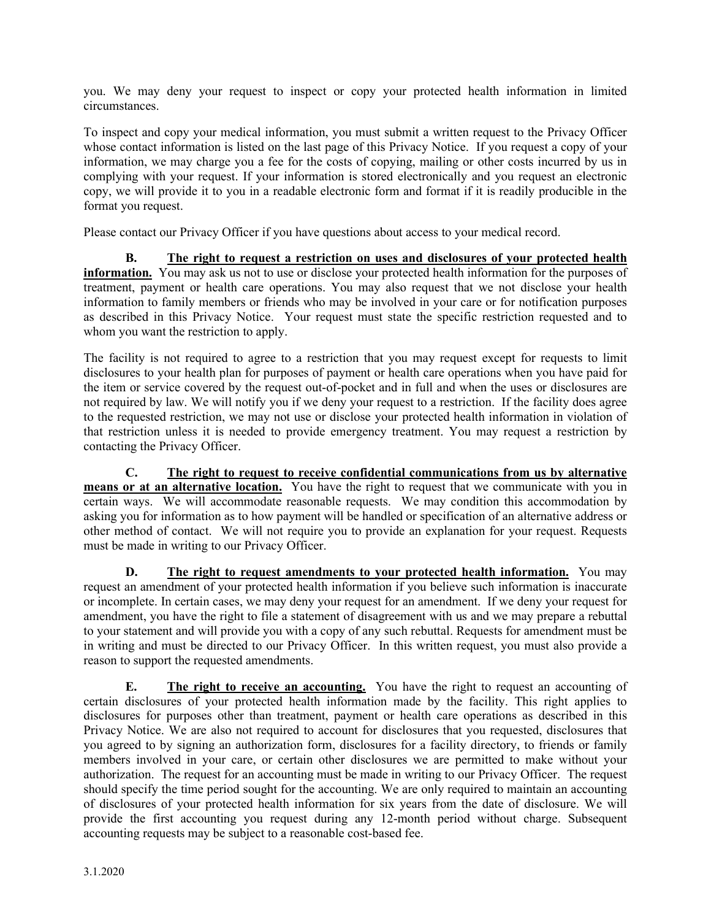you. We may deny your request to inspect or copy your protected health information in limited circumstances.

To inspect and copy your medical information, you must submit a written request to the Privacy Officer whose contact information is listed on the last page of this Privacy Notice. If you request a copy of your information, we may charge you a fee for the costs of copying, mailing or other costs incurred by us in complying with your request. If your information is stored electronically and you request an electronic copy, we will provide it to you in a readable electronic form and format if it is readily producible in the format you request.

Please contact our Privacy Officer if you have questions about access to your medical record.

**B. <u>The right to request a restriction on uses and disclosures of your protected health information.</u>** You may ask us not to use or disclose your protected health information for the purposes of treatment, payment or health care operations. You may also request that we not disclose your health information to family members or friends who may be involved in your care or for notification purposes as described in this Privacy Notice. Your request must state the specific restriction requested and to whom you want the restriction to apply.

The facility is not required to agree to a restriction that you may request except for requests to limit disclosures to your health plan for purposes of payment or health care operations when you have paid for the item or service covered by the request out-of-pocket and in full and when the uses or disclosures are not required by law. We will notify you if we deny your request to a restriction. If the facility does agree to the requested restriction, we may not use or disclose your protected health information in violation of that restriction unless it is needed to provide emergency treatment. You may request a restriction by contacting the Privacy Officer.

**C. <u>The right to request to receive confidential communications from us by alternative means or at an alternative location.</u>** You have the right to request that we communicate with you in certain ways. We will accommodate reasonable requests. We may condition this accommodation by asking you for information as to how payment will be handled or specification of an alternative address or other method of contact. We will not require you to provide an explanation for your request. Requests must be made in writing to our Privacy Officer.

**D. <u>The right to request amendments to your protected health information.</u>** You may request an amendment of your protected health information if you believe such information is inaccurate or incomplete. In certain cases, we may deny your request for an amendment. If we deny your request for amendment, you have the right to file a statement of disagreement with us and we may prepare a rebuttal to your statement and will provide you with a copy of any such rebuttal. Requests for amendment must be in writing and must be directed to our Privacy Officer. In this written request, you must also provide a reason to support the requested amendments.

**E. <u>The right to receive an accounting.</u>** You have the right to request an accounting of certain disclosures of your protected health information made by the facility. This right applies to disclosures for purposes other than treatment, payment or health care operations as described in this Privacy Notice. We are also not required to account for disclosures that you requested, disclosures that you agreed to by signing an authorization form, disclosures for a facility directory, to friends or family members involved in your care, or certain other disclosures we are permitted to make without your authorization. The request for an accounting must be made in writing to our Privacy Officer. The request should specify the time period sought for the accounting. We are only required to maintain an accounting of disclosures of your protected health information for six years from the date of disclosure. We will provide the first accounting you request during any 12-month period without charge. Subsequent accounting requests may be subject to a reasonable cost-based fee.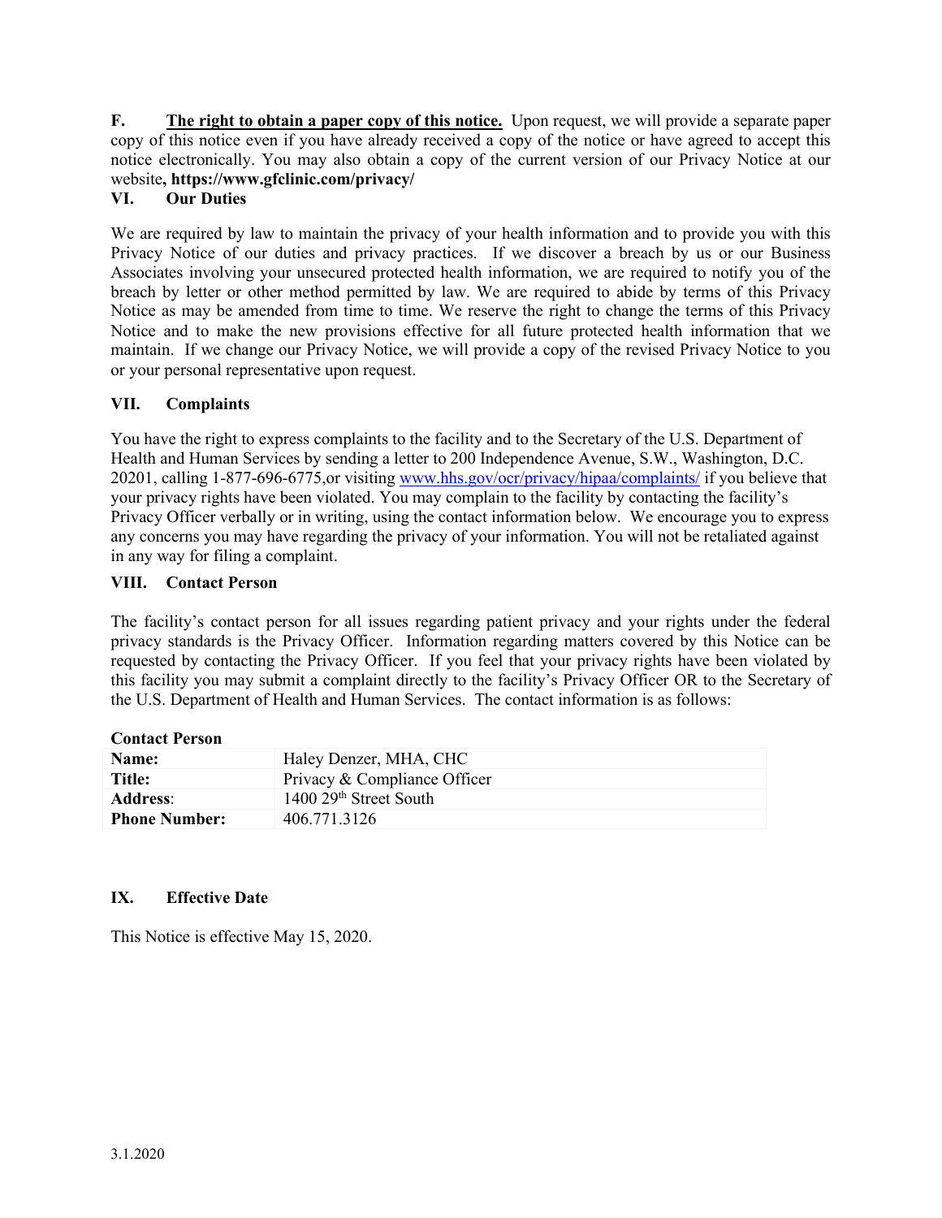**F. <u>The right to obtain a paper copy of this notice.</u>** Upon request, we will provide a separate paper copy of this notice even if you have already received a copy of the notice or have agreed to accept this notice electronically. You may also obtain a copy of the current version of our Privacy Notice at our website**, https://www.gfclinic.com/privacy/**

## VI. Our Duties

We are required by law to maintain the privacy of your health information and to provide you with this Privacy Notice of our duties and privacy practices. If we discover a breach by us or our Business Associates involving your unsecured protected health information, we are required to notify you of the breach by letter or other method permitted by law. We are required to abide by terms of this Privacy Notice as may be amended from time to time. We reserve the right to change the terms of this Privacy Notice and to make the new provisions effective for all future protected health information that we maintain. If we change our Privacy Notice, we will provide a copy of the revised Privacy Notice to you or your personal representative upon request.

## VII. Complaints

You have the right to express complaints to the facility and to the Secretary of the U.S. Department of Health and Human Services by sending a letter to 200 Independence Avenue, S.W., Washington, D.C. 20201, calling 1-877-696-6775,or visiting www.hhs.gov/ocr/privacy/hipaa/complaints/ if you believe that your privacy rights have been violated. You may complain to the facility by contacting the facility's Privacy Officer verbally or in writing, using the contact information below. We encourage you to express any concerns you may have regarding the privacy of your information. You will not be retaliated against in any way for filing a complaint.

## VIII. Contact Person

The facility's contact person for all issues regarding patient privacy and your rights under the federal privacy standards is the Privacy Officer. Information regarding matters covered by this Notice can be requested by contacting the Privacy Officer. If you feel that your privacy rights have been violated by this facility you may submit a complaint directly to the facility's Privacy Officer OR to the Secretary of the U.S. Department of Health and Human Services. The contact information is as follows:

**Contact Person**

| | |
|---|---|
| **Name:** | Haley Denzer, MHA, CHC |
| **Title:** | Privacy & Compliance Officer |
| **Address:** | 1400 29th Street South |
| **Phone Number:** | 406.771.3126 |

## IX. Effective Date

This Notice is effective May 15, 2020.

3.1.2020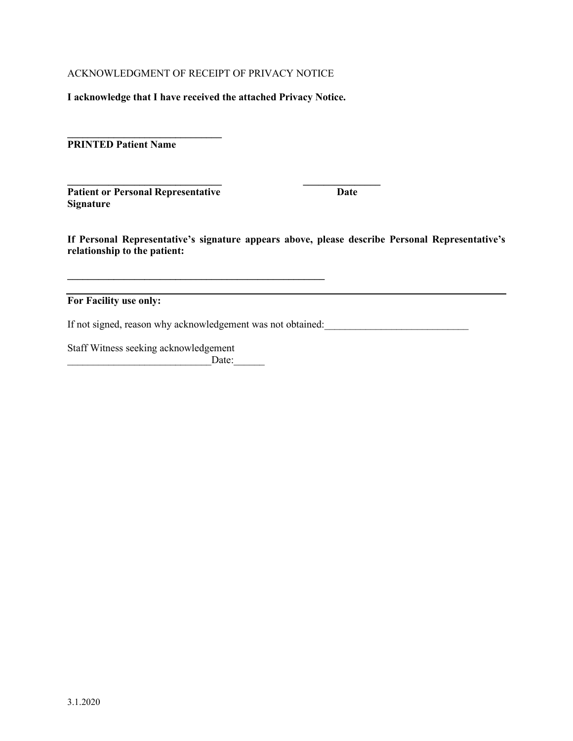ACKNOWLEDGMENT OF RECEIPT OF PRIVACY NOTICE

**I acknowledge that I have received the attached Privacy Notice.**

______________________________
**PRINTED Patient Name**

______________________________ ______________
**Patient or Personal Representative Signature** **Date**

**If Personal Representative's signature appears above, please describe Personal Representative's relationship to the patient:**

__________________________________________________

---

**For Facility use only:**

If not signed, reason why acknowledgement was not obtained:____________________________

Staff Witness seeking acknowledgement
____________________________Date:______

3.1.2020